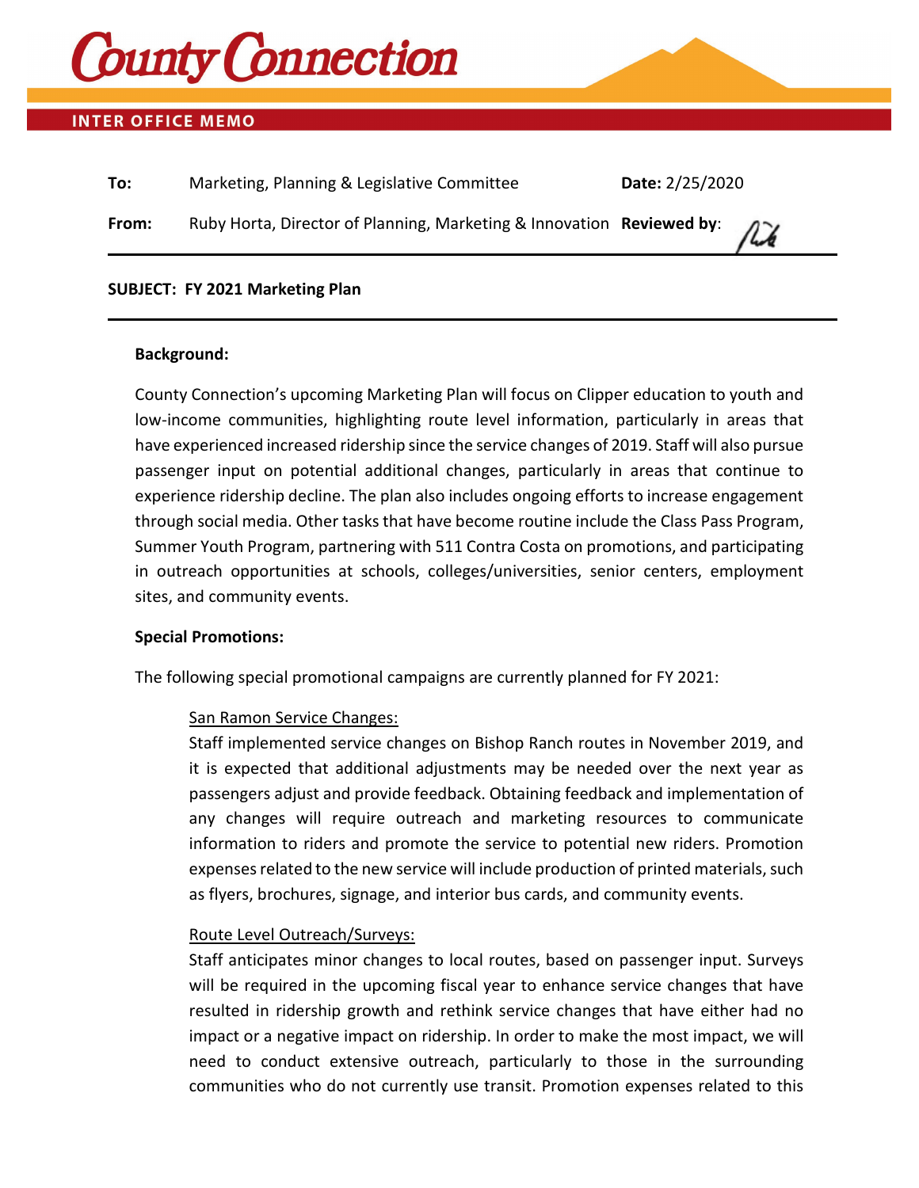# County Connection

**INTER OFFICE MEMO**

| | | | |
|---|---|---|---|
| **To:** | Marketing, Planning & Legislative Committee | **Date:** 2/25/2020 | |
| **From:** | Ruby Horta, Director of Planning, Marketing & Innovation | **Reviewed by:** | |

**SUBJECT: FY 2021 Marketing Plan**

**Background:**

County Connection's upcoming Marketing Plan will focus on Clipper education to youth and low-income communities, highlighting route level information, particularly in areas that have experienced increased ridership since the service changes of 2019. Staff will also pursue passenger input on potential additional changes, particularly in areas that continue to experience ridership decline. The plan also includes ongoing efforts to increase engagement through social media. Other tasks that have become routine include the Class Pass Program, Summer Youth Program, partnering with 511 Contra Costa on promotions, and participating in outreach opportunities at schools, colleges/universities, senior centers, employment sites, and community events.

**Special Promotions:**

The following special promotional campaigns are currently planned for FY 2021:

San Ramon Service Changes:

Staff implemented service changes on Bishop Ranch routes in November 2019, and it is expected that additional adjustments may be needed over the next year as passengers adjust and provide feedback. Obtaining feedback and implementation of any changes will require outreach and marketing resources to communicate information to riders and promote the service to potential new riders. Promotion expenses related to the new service will include production of printed materials, such as flyers, brochures, signage, and interior bus cards, and community events.

Route Level Outreach/Surveys:

Staff anticipates minor changes to local routes, based on passenger input. Surveys will be required in the upcoming fiscal year to enhance service changes that have resulted in ridership growth and rethink service changes that have either had no impact or a negative impact on ridership. In order to make the most impact, we will need to conduct extensive outreach, particularly to those in the surrounding communities who do not currently use transit. Promotion expenses related to this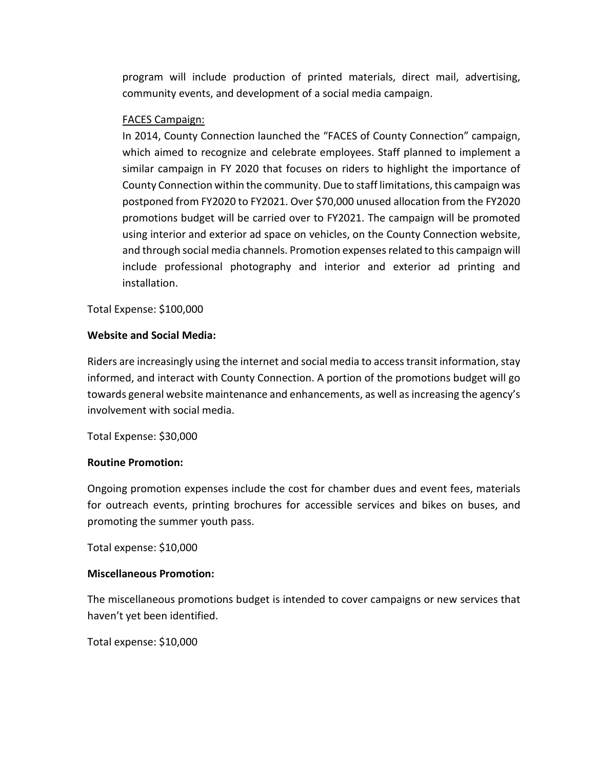program will include production of printed materials, direct mail, advertising, community events, and development of a social media campaign.

FACES Campaign:

In 2014, County Connection launched the "FACES of County Connection" campaign, which aimed to recognize and celebrate employees. Staff planned to implement a similar campaign in FY 2020 that focuses on riders to highlight the importance of County Connection within the community. Due to staff limitations, this campaign was postponed from FY2020 to FY2021. Over $70,000 unused allocation from the FY2020 promotions budget will be carried over to FY2021. The campaign will be promoted using interior and exterior ad space on vehicles, on the County Connection website, and through social media channels. Promotion expenses related to this campaign will include professional photography and interior and exterior ad printing and installation.

Total Expense: $100,000

**Website and Social Media:**

Riders are increasingly using the internet and social media to access transit information, stay informed, and interact with County Connection. A portion of the promotions budget will go towards general website maintenance and enhancements, as well as increasing the agency's involvement with social media.

Total Expense: $30,000

**Routine Promotion:**

Ongoing promotion expenses include the cost for chamber dues and event fees, materials for outreach events, printing brochures for accessible services and bikes on buses, and promoting the summer youth pass.

Total expense: $10,000

**Miscellaneous Promotion:**

The miscellaneous promotions budget is intended to cover campaigns or new services that haven't yet been identified.

Total expense: $10,000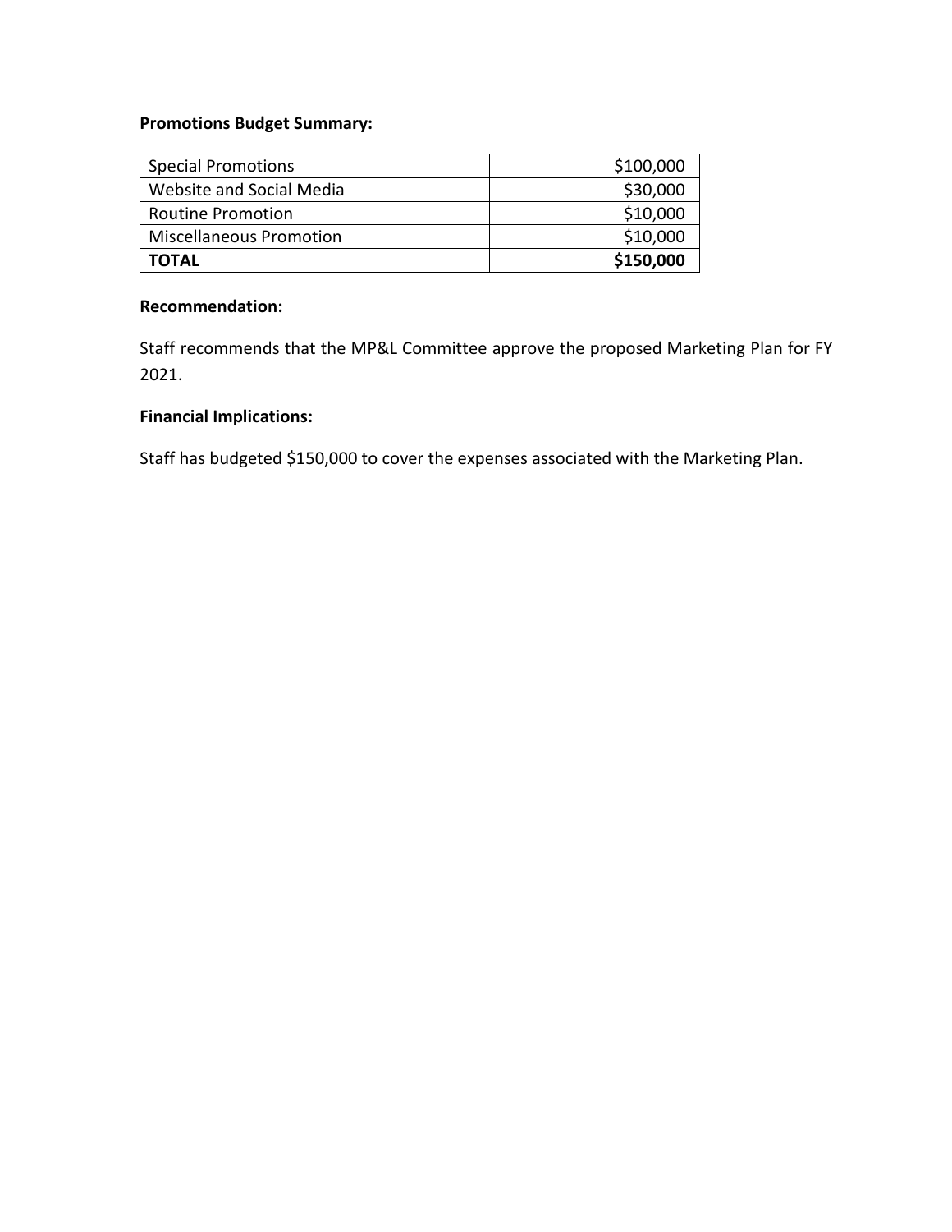**Promotions Budget Summary:**

| | |
|---|---:|
| Special Promotions | $100,000 |
| Website and Social Media | $30,000 |
| Routine Promotion | $10,000 |
| Miscellaneous Promotion | $10,000 |
| **TOTAL** | **$150,000** |

**Recommendation:**

Staff recommends that the MP&L Committee approve the proposed Marketing Plan for FY 2021.

**Financial Implications:**

Staff has budgeted $150,000 to cover the expenses associated with the Marketing Plan.